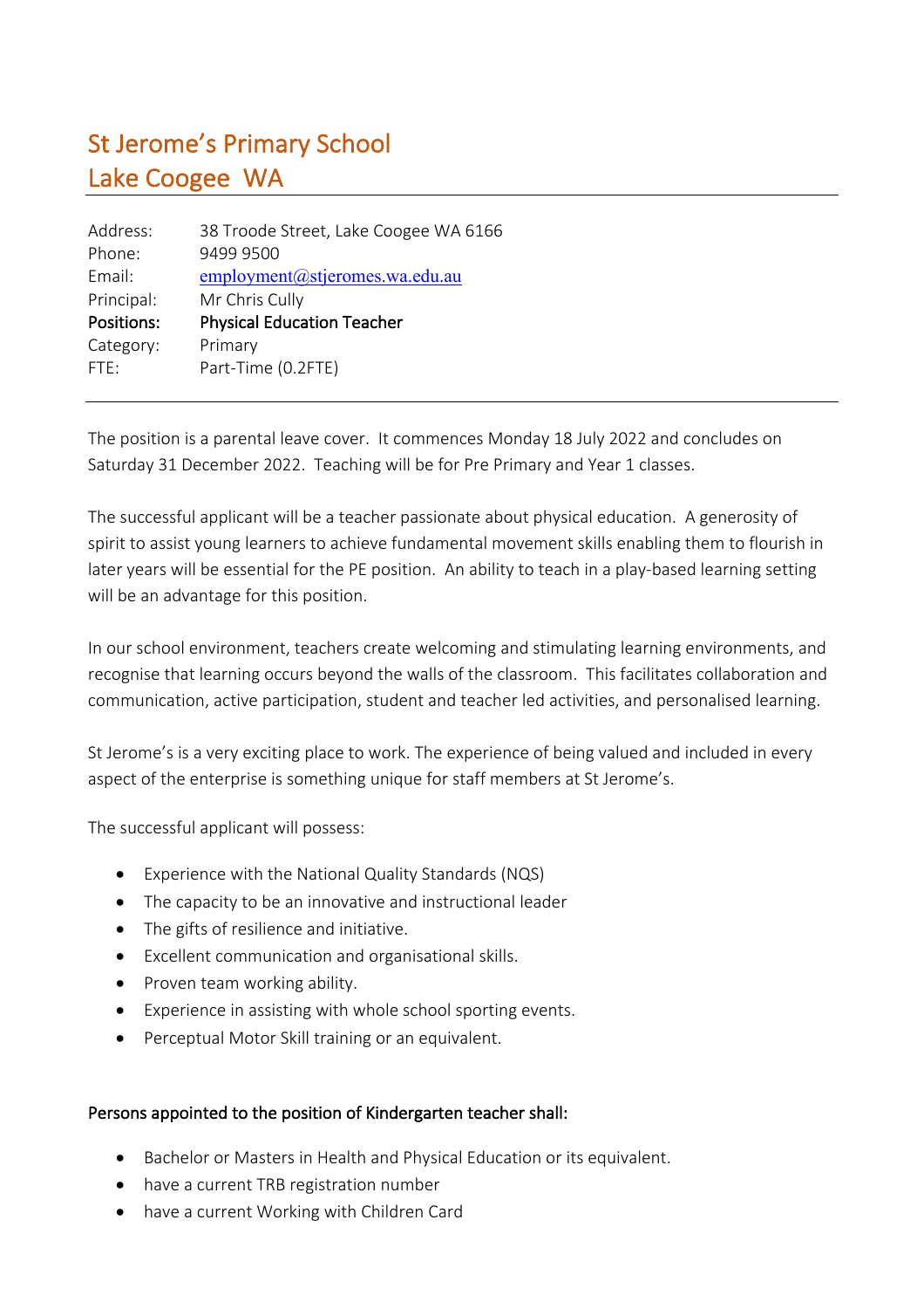# St Jerome's Primary School
# Lake Coogee WA

| | |
|---|---|
| Address: | 38 Troode Street, Lake Coogee WA 6166 |
| Phone: | 9499 9500 |
| Email: | employment@stjeromes.wa.edu.au |
| Principal: | Mr Chris Cully |
| **Positions:** | **Physical Education Teacher** |
| Category: | Primary |
| FTE: | Part-Time (0.2FTE) |

The position is a parental leave cover. It commences Monday 18 July 2022 and concludes on Saturday 31 December 2022. Teaching will be for Pre Primary and Year 1 classes.

The successful applicant will be a teacher passionate about physical education. A generosity of spirit to assist young learners to achieve fundamental movement skills enabling them to flourish in later years will be essential for the PE position. An ability to teach in a play-based learning setting will be an advantage for this position.

In our school environment, teachers create welcoming and stimulating learning environments, and recognise that learning occurs beyond the walls of the classroom. This facilitates collaboration and communication, active participation, student and teacher led activities, and personalised learning.

St Jerome's is a very exciting place to work. The experience of being valued and included in every aspect of the enterprise is something unique for staff members at St Jerome's.

The successful applicant will possess:

- Experience with the National Quality Standards (NQS)
- The capacity to be an innovative and instructional leader
- The gifts of resilience and initiative.
- Excellent communication and organisational skills.
- Proven team working ability.
- Experience in assisting with whole school sporting events.
- Perceptual Motor Skill training or an equivalent.

**Persons appointed to the position of Kindergarten teacher shall:**

- Bachelor or Masters in Health and Physical Education or its equivalent.
- have a current TRB registration number
- have a current Working with Children Card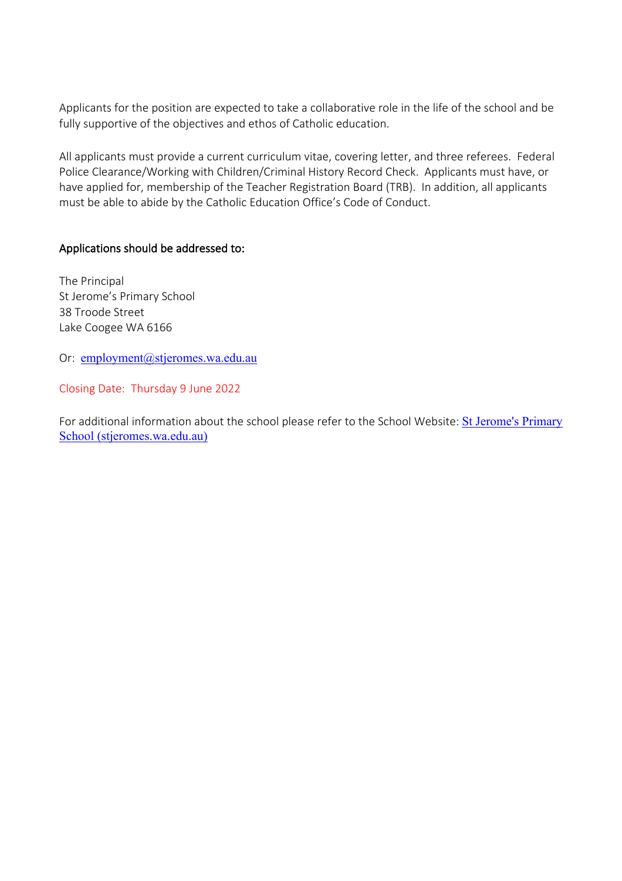Applicants for the position are expected to take a collaborative role in the life of the school and be fully supportive of the objectives and ethos of Catholic education.

All applicants must provide a current curriculum vitae, covering letter, and three referees. Federal Police Clearance/Working with Children/Criminal History Record Check. Applicants must have, or have applied for, membership of the Teacher Registration Board (TRB). In addition, all applicants must be able to abide by the Catholic Education Office's Code of Conduct.

Applications should be addressed to:

The Principal
St Jerome's Primary School
38 Troode Street
Lake Coogee WA 6166

Or: employment@stjeromes.wa.edu.au

Closing Date: Thursday 9 June 2022

For additional information about the school please refer to the School Website: St Jerome's Primary School (stjeromes.wa.edu.au)